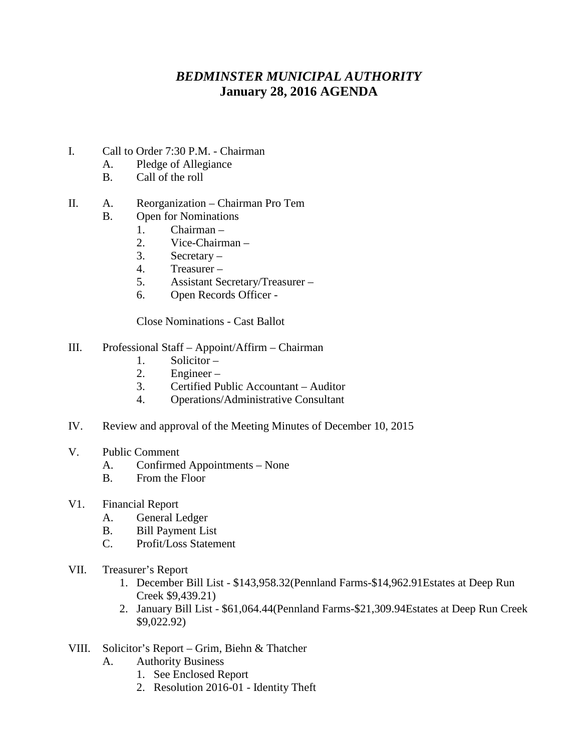# *BEDMINSTER MUNICIPAL AUTHORITY*
## January 28, 2016 AGENDA

I. Call to Order 7:30 P.M. - Chairman
   - A. Pledge of Allegiance
   - B. Call of the roll

II. A. Reorganization – Chairman Pro Tem
   - B. Open for Nominations
     1. Chairman –
     2. Vice-Chairman –
     3. Secretary –
     4. Treasurer –
     5. Assistant Secretary/Treasurer –
     6. Open Records Officer -

   Close Nominations - Cast Ballot

III. Professional Staff – Appoint/Affirm – Chairman
   1. Solicitor –
   2. Engineer –
   3. Certified Public Accountant – Auditor
   4. Operations/Administrative Consultant

IV. Review and approval of the Meeting Minutes of December 10, 2015

V. Public Comment
   - A. Confirmed Appointments – None
   - B. From the Floor

V1. Financial Report
   - A. General Ledger
   - B. Bill Payment List
   - C. Profit/Loss Statement

VII. Treasurer's Report
   1. December Bill List - $143,958.32(Pennland Farms-$14,962.91Estates at Deep Run Creek $9,439.21)
   2. January Bill List - $61,064.44(Pennland Farms-$21,309.94Estates at Deep Run Creek $9,022.92)

VIII. Solicitor's Report – Grim, Biehn & Thatcher
   - A. Authority Business
     1. See Enclosed Report
     2. Resolution 2016-01 - Identity Theft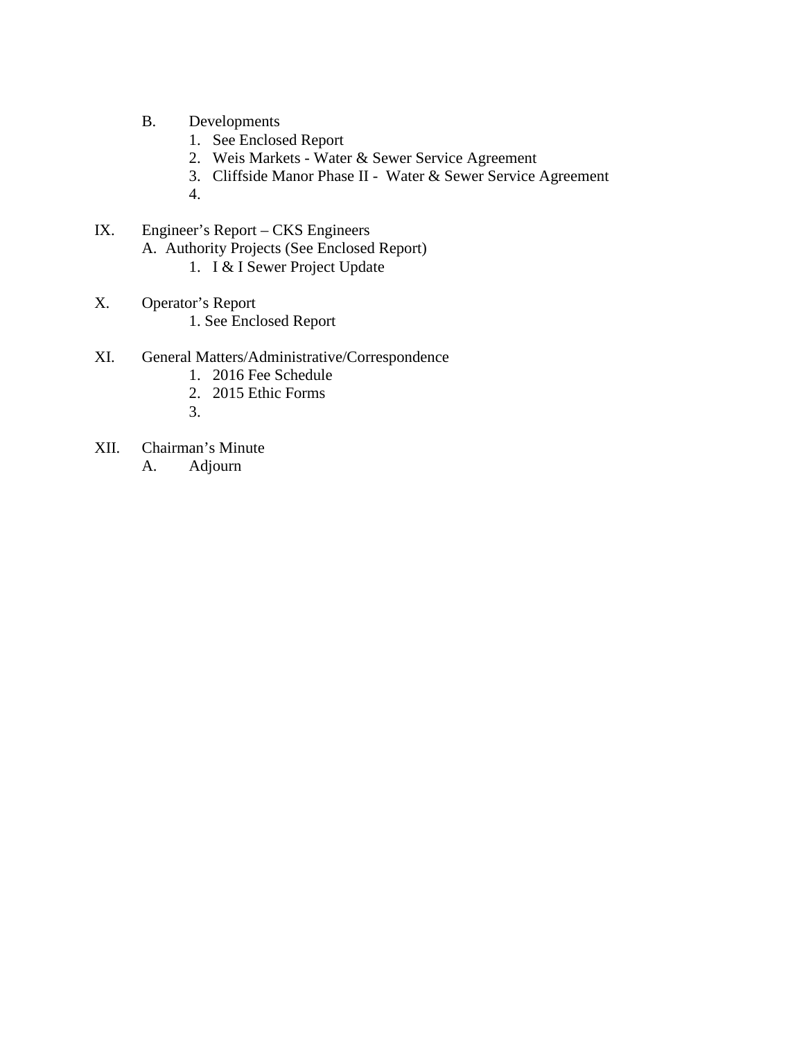B. Developments
   1. See Enclosed Report
   2. Weis Markets - Water & Sewer Service Agreement
   3. Cliffside Manor Phase II - Water & Sewer Service Agreement
   4.

IX. Engineer's Report – CKS Engineers
   A. Authority Projects (See Enclosed Report)
      1. I & I Sewer Project Update

X. Operator's Report
   1. See Enclosed Report

XI. General Matters/Administrative/Correspondence
   1. 2016 Fee Schedule
   2. 2015 Ethic Forms
   3.

XII. Chairman's Minute
   A. Adjourn